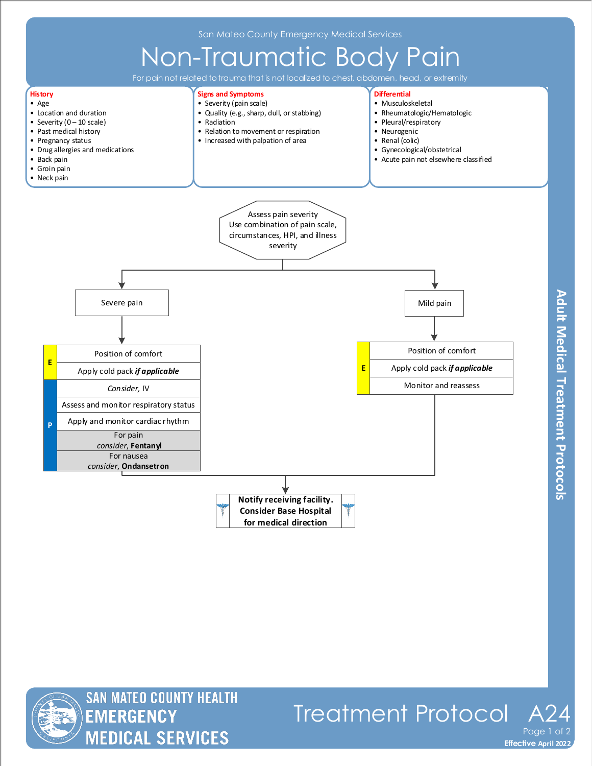San Mateo County Emergency Medical Services

# Non-Traumatic Body Pain

For pain not related to trauma that is not localized to chest, abdomen, head, or extremity

**History**
- Age
- Location and duration
- Severity (0 – 10 scale)
- Past medical history
- Pregnancy status
- Drug allergies and medications
- Back pain
- Groin pain
- Neck pain

**Signs and Symptoms**
- Severity (pain scale)
- Quality (e.g., sharp, dull, or stabbing)
- Radiation
- Relation to movement or respiration
- Increased with palpation of area

**Differential**
- Musculoskeletal
- Rheumatologic/Hematologic
- Pleural/respiratory
- Neurogenic
- Renal (colic)
- Gynecological/obstetrical
- Acute pain not elsewhere classified

Assess pain severity
Use combination of pain scale, circumstances, HPI, and illness severity

**Severe pain**

| | |
|---|---|
| E | Position of comfort |
| E | Apply cold pack ***if applicable*** |
| P | *Consider*, IV |
| P | Assess and monitor respiratory status |
| P | Apply and monitor cardiac rhythm |
| P | For pain *consider*, **Fentanyl** |
| P | For nausea *consider*, **Ondansetron** |

**Mild pain**

| | |
|---|---|
| E | Position of comfort |
| E | Apply cold pack ***if applicable*** |
| E | Monitor and reassess |

**Notify receiving facility. Consider Base Hospital for medical direction**

Adult Medical Treatment Protocols

Treatment Protocol A24

Effective April 2022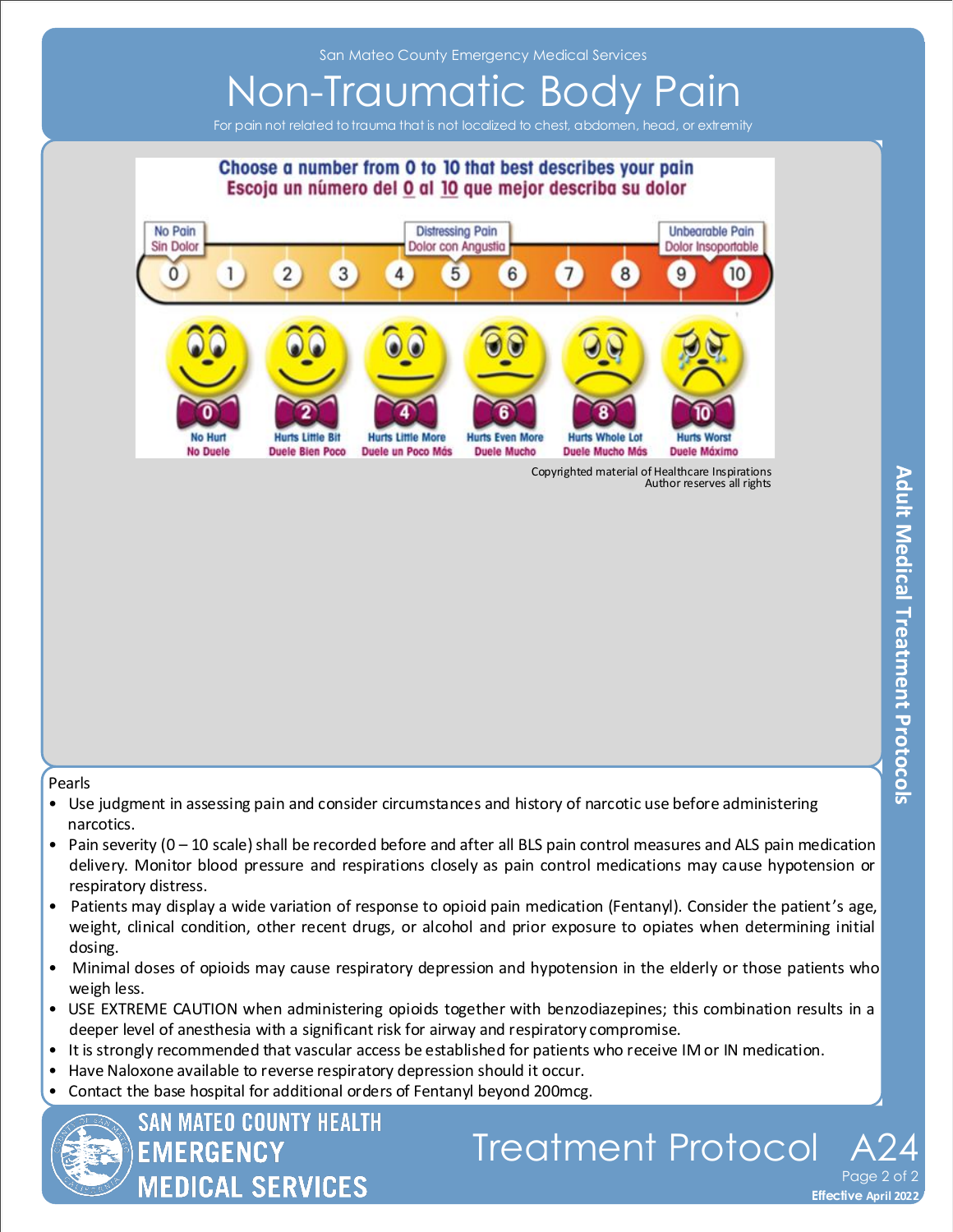San Mateo County Emergency Medical Services

# Non-Traumatic Body Pain

For pain not related to trauma that is not localized to chest, abdomen, head, or extremity

Choose a number from 0 to 10 that best describes your pain
Escoja un número del 0 al 10 que mejor describa su dolor

No Pain / Sin Dolor
Distressing Pain / Dolor con Angustia
Unbearable Pain / Dolor Insoportable

0 1 2 3 4 5 6 7 8 9 10

0 No Hurt / No Duele
2 Hurts Little Bit / Duele Bien Poco
4 Hurts Little More / Duele un Poco Más
6 Hurts Even More / Duele Mucho
8 Hurts Whole Lot / Duele Mucho Más
10 Hurts Worst / Duele Máximo

Copyrighted material of Healthcare Inspirations
Author reserves all rights

Pearls

- Use judgment in assessing pain and consider circumstances and history of narcotic use before administering narcotics.
- Pain severity (0 – 10 scale) shall be recorded before and after all BLS pain control measures and ALS pain medication delivery. Monitor blood pressure and respirations closely as pain control medications may cause hypotension or respiratory distress.
- Patients may display a wide variation of response to opioid pain medication (Fentanyl). Consider the patient's age, weight, clinical condition, other recent drugs, or alcohol and prior exposure to opiates when determining initial dosing.
- Minimal doses of opioids may cause respiratory depression and hypotension in the elderly or those patients who weigh less.
- USE EXTREME CAUTION when administering opioids together with benzodiazepines; this combination results in a deeper level of anesthesia with a significant risk for airway and respiratory compromise.
- It is strongly recommended that vascular access be established for patients who receive IM or IN medication.
- Have Naloxone available to reverse respiratory depression should it occur.
- Contact the base hospital for additional orders of Fentanyl beyond 200mcg.

Adult Medical Treatment Protocols

SAN MATEO COUNTY HEALTH EMERGENCY MEDICAL SERVICES

Treatment Protocol A24

Effective April 2022